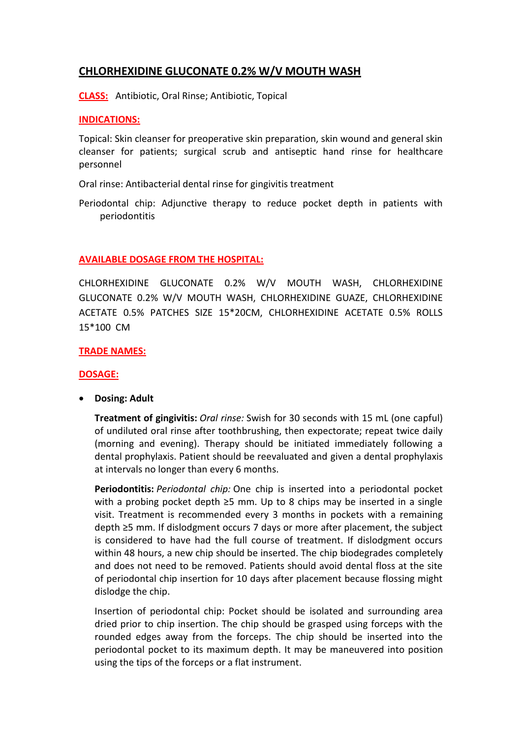# CHLORHEXIDINE GLUCONATE 0.2% W/V MOUTH WASH

**CLASS:** Antibiotic, Oral Rinse; Antibiotic, Topical

**INDICATIONS:**

Topical: Skin cleanser for preoperative skin preparation, skin wound and general skin cleanser for patients; surgical scrub and antiseptic hand rinse for healthcare personnel

Oral rinse: Antibacterial dental rinse for gingivitis treatment

Periodontal chip: Adjunctive therapy to reduce pocket depth in patients with periodontitis

**AVAILABLE DOSAGE FROM THE HOSPITAL:**

CHLORHEXIDINE GLUCONATE 0.2% W/V MOUTH WASH, CHLORHEXIDINE GLUCONATE 0.2% W/V MOUTH WASH, CHLORHEXIDINE GUAZE, CHLORHEXIDINE ACETATE 0.5% PATCHES SIZE 15*20CM, CHLORHEXIDINE ACETATE 0.5% ROLLS 15*100 CM

**TRADE NAMES:**

**DOSAGE:**

- **Dosing: Adult**

  **Treatment of gingivitis:** *Oral rinse:* Swish for 30 seconds with 15 mL (one capful) of undiluted oral rinse after toothbrushing, then expectorate; repeat twice daily (morning and evening). Therapy should be initiated immediately following a dental prophylaxis. Patient should be reevaluated and given a dental prophylaxis at intervals no longer than every 6 months.

  **Periodontitis:** *Periodontal chip:* One chip is inserted into a periodontal pocket with a probing pocket depth ≥5 mm. Up to 8 chips may be inserted in a single visit. Treatment is recommended every 3 months in pockets with a remaining depth ≥5 mm. If dislodgment occurs 7 days or more after placement, the subject is considered to have had the full course of treatment. If dislodgment occurs within 48 hours, a new chip should be inserted. The chip biodegrades completely and does not need to be removed. Patients should avoid dental floss at the site of periodontal chip insertion for 10 days after placement because flossing might dislodge the chip.

  Insertion of periodontal chip: Pocket should be isolated and surrounding area dried prior to chip insertion. The chip should be grasped using forceps with the rounded edges away from the forceps. The chip should be inserted into the periodontal pocket to its maximum depth. It may be maneuvered into position using the tips of the forceps or a flat instrument.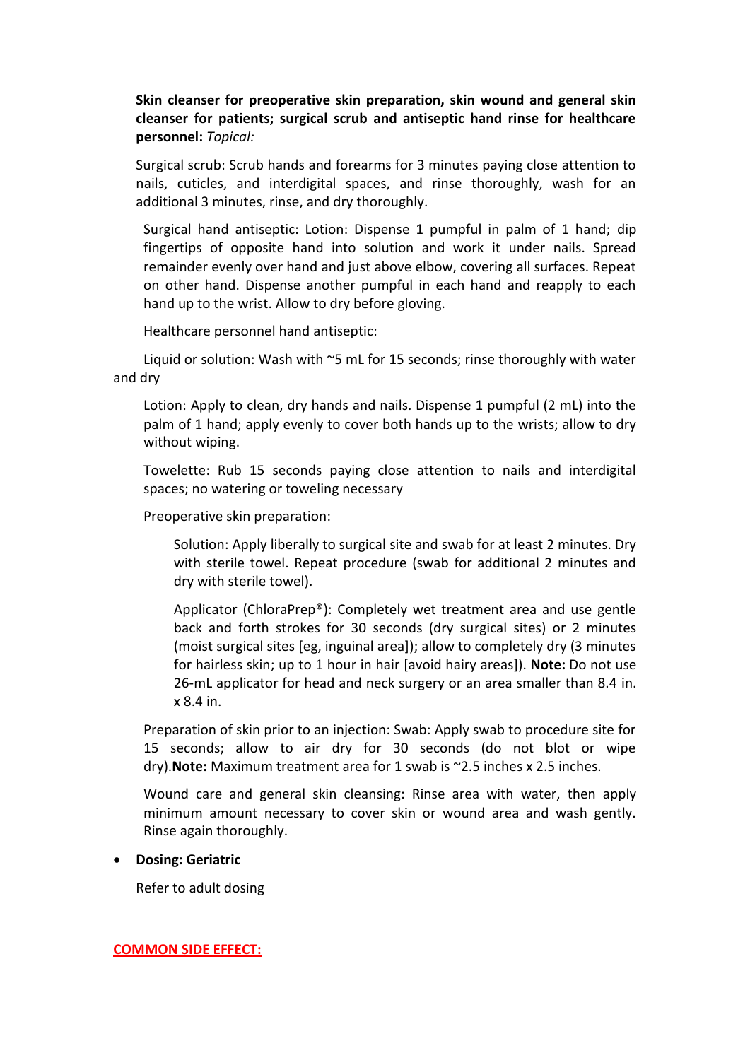**Skin cleanser for preoperative skin preparation, skin wound and general skin cleanser for patients; surgical scrub and antiseptic hand rinse for healthcare personnel:** *Topical:*

Surgical scrub: Scrub hands and forearms for 3 minutes paying close attention to nails, cuticles, and interdigital spaces, and rinse thoroughly, wash for an additional 3 minutes, rinse, and dry thoroughly.

Surgical hand antiseptic: Lotion: Dispense 1 pumpful in palm of 1 hand; dip fingertips of opposite hand into solution and work it under nails. Spread remainder evenly over hand and just above elbow, covering all surfaces. Repeat on other hand. Dispense another pumpful in each hand and reapply to each hand up to the wrist. Allow to dry before gloving.

Healthcare personnel hand antiseptic:

Liquid or solution: Wash with ~5 mL for 15 seconds; rinse thoroughly with water and dry

Lotion: Apply to clean, dry hands and nails. Dispense 1 pumpful (2 mL) into the palm of 1 hand; apply evenly to cover both hands up to the wrists; allow to dry without wiping.

Towelette: Rub 15 seconds paying close attention to nails and interdigital spaces; no watering or toweling necessary

Preoperative skin preparation:

Solution: Apply liberally to surgical site and swab for at least 2 minutes. Dry with sterile towel. Repeat procedure (swab for additional 2 minutes and dry with sterile towel).

Applicator (ChloraPrep®): Completely wet treatment area and use gentle back and forth strokes for 30 seconds (dry surgical sites) or 2 minutes (moist surgical sites [eg, inguinal area]); allow to completely dry (3 minutes for hairless skin; up to 1 hour in hair [avoid hairy areas]). **Note:** Do not use 26-mL applicator for head and neck surgery or an area smaller than 8.4 in. x 8.4 in.

Preparation of skin prior to an injection: Swab: Apply swab to procedure site for 15 seconds; allow to air dry for 30 seconds (do not blot or wipe dry).**Note:** Maximum treatment area for 1 swab is ~2.5 inches x 2.5 inches.

Wound care and general skin cleansing: Rinse area with water, then apply minimum amount necessary to cover skin or wound area and wash gently. Rinse again thoroughly.

- **Dosing: Geriatric**

  Refer to adult dosing

## COMMON SIDE EFFECT: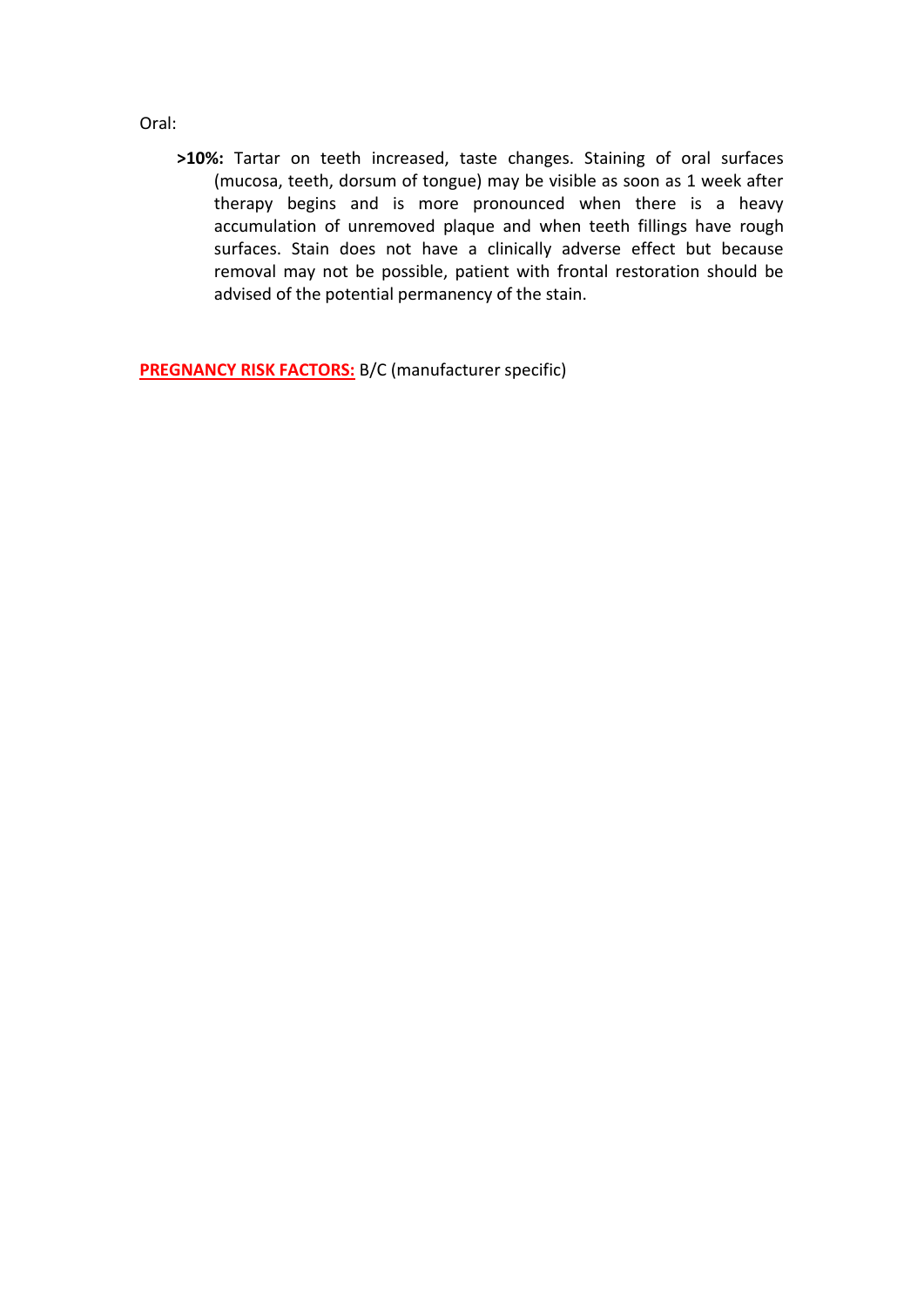Oral:

- **>10%:** Tartar on teeth increased, taste changes. Staining of oral surfaces (mucosa, teeth, dorsum of tongue) may be visible as soon as 1 week after therapy begins and is more pronounced when there is a heavy accumulation of unremoved plaque and when teeth fillings have rough surfaces. Stain does not have a clinically adverse effect but because removal may not be possible, patient with frontal restoration should be advised of the potential permanency of the stain.

**PREGNANCY RISK FACTORS:** B/C (manufacturer specific)